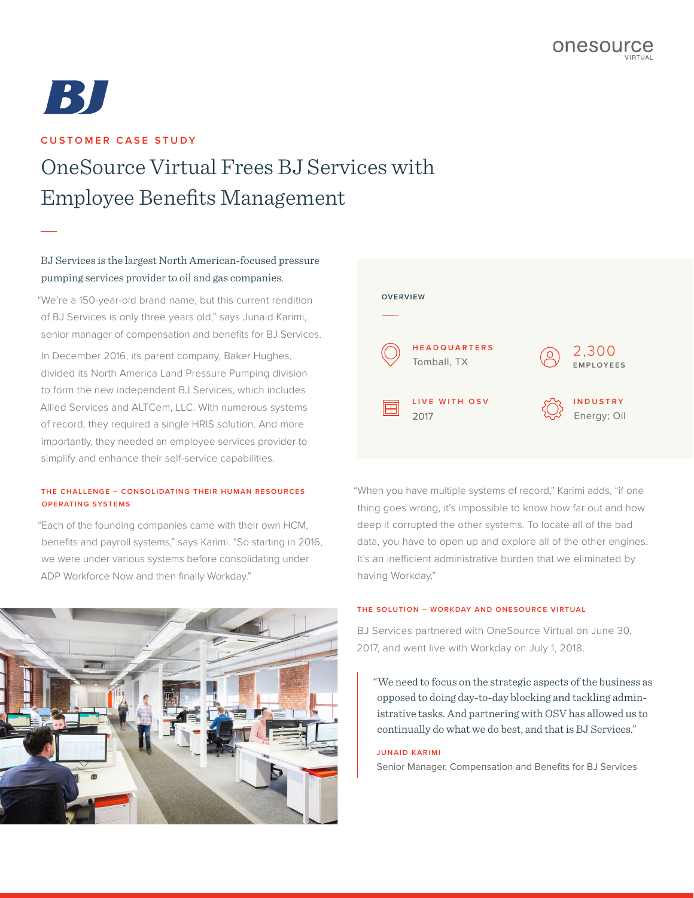onesource VIRTUAL

BJ

CUSTOMER CASE STUDY

# OneSource Virtual Frees BJ Services with Employee Benefits Management

BJ Services is the largest North American-focused pressure pumping services provider to oil and gas companies.

"We're a 150-year-old brand name, but this current rendition of BJ Services is only three years old," says Junaid Karimi, senior manager of compensation and benefits for BJ Services.

In December 2016, its parent company, Baker Hughes, divided its North America Land Pressure Pumping division to form the new independent BJ Services, which includes Allied Services and ALTCem, LLC. With numerous systems of record, they required a single HRIS solution. And more importantly, they needed an employee services provider to simplify and enhance their self-service capabilities.

## OVERVIEW

**HEADQUARTERS**
Tomball, TX

**2,300**
**EMPLOYEES**

**LIVE WITH OSV**
2017

**INDUSTRY**
Energy; Oil

### THE CHALLENGE – CONSOLIDATING THEIR HUMAN RESOURCES OPERATING SYSTEMS

"Each of the founding companies came with their own HCM, benefits and payroll systems," says Karimi. "So starting in 2016, we were under various systems before consolidating under ADP Workforce Now and then finally Workday."

"When you have multiple systems of record," Karimi adds, "if one thing goes wrong, it's impossible to know how far out and how deep it corrupted the other systems. To locate all of the bad data, you have to open up and explore all of the other engines. It's an inefficient administrative burden that we eliminated by having Workday."

### THE SOLUTION – WORKDAY AND ONESOURCE VIRTUAL

BJ Services partnered with OneSource Virtual on June 30, 2017, and went live with Workday on July 1, 2018.

> "We need to focus on the strategic aspects of the business as opposed to doing day-to-day blocking and tackling administrative tasks. And partnering with OSV has allowed us to continually do what we do best, and that is BJ Services."
>
> **JUNAID KARIMI**
> Senior Manager, Compensation and Benefits for BJ Services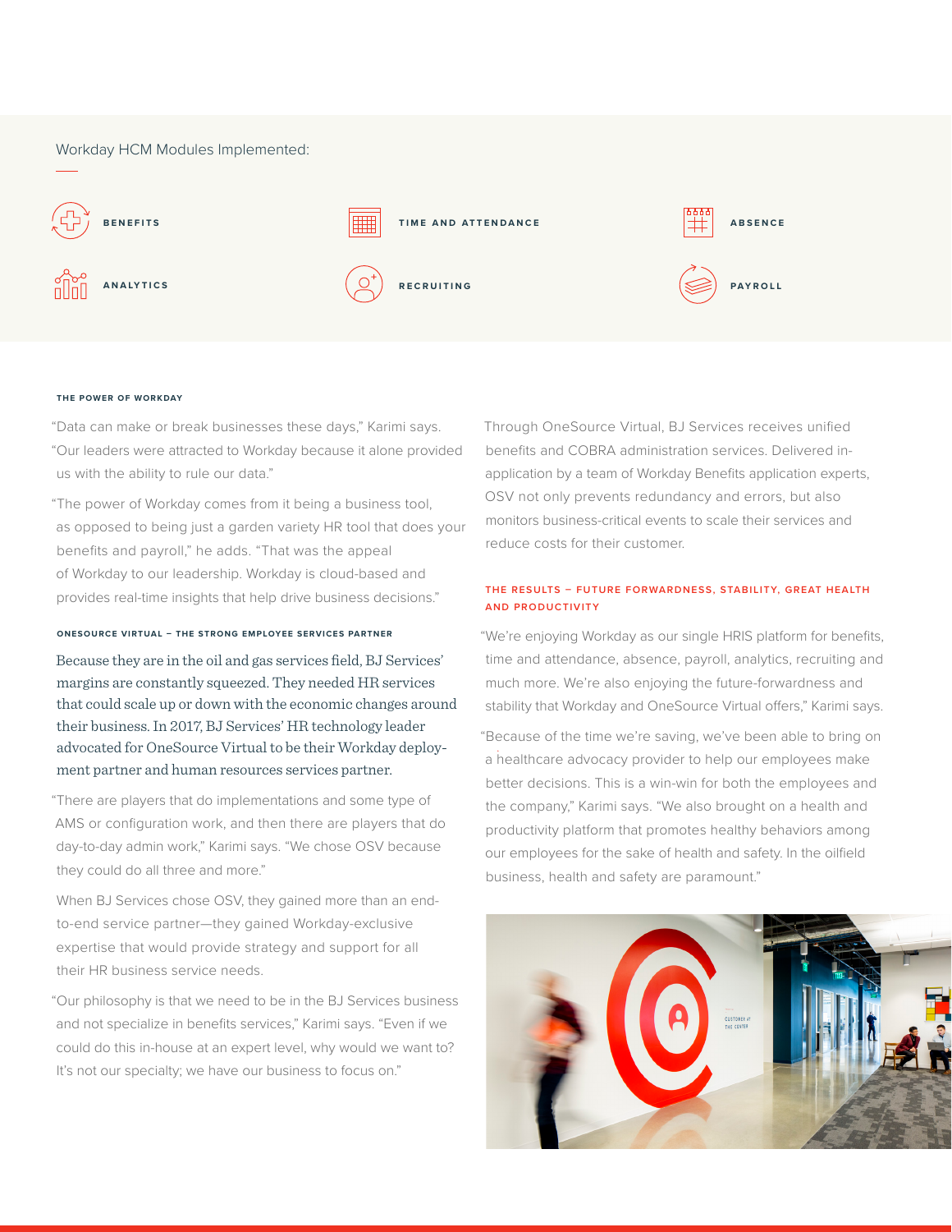Workday HCM Modules Implemented:

- **BENEFITS**
- **TIME AND ATTENDANCE**
- **ABSENCE**
- **ANALYTICS**
- **RECRUITING**
- **PAYROLL**

### THE POWER OF WORKDAY

"Data can make or break businesses these days," Karimi says. "Our leaders were attracted to Workday because it alone provided us with the ability to rule our data."

"The power of Workday comes from it being a business tool, as opposed to being just a garden variety HR tool that does your benefits and payroll," he adds. "That was the appeal of Workday to our leadership. Workday is cloud-based and provides real-time insights that help drive business decisions."

### ONESOURCE VIRTUAL – THE STRONG EMPLOYEE SERVICES PARTNER

Because they are in the oil and gas services field, BJ Services' margins are constantly squeezed. They needed HR services that could scale up or down with the economic changes around their business. In 2017, BJ Services' HR technology leader advocated for OneSource Virtual to be their Workday deployment partner and human resources services partner.

"There are players that do implementations and some type of AMS or configuration work, and then there are players that do day-to-day admin work," Karimi says. "We chose OSV because they could do all three and more."

When BJ Services chose OSV, they gained more than an end-to-end service partner—they gained Workday-exclusive expertise that would provide strategy and support for all their HR business service needs.

"Our philosophy is that we need to be in the BJ Services business and not specialize in benefits services," Karimi says. "Even if we could do this in-house at an expert level, why would we want to? It's not our specialty; we have our business to focus on."

Through OneSource Virtual, BJ Services receives unified benefits and COBRA administration services. Delivered in-application by a team of Workday Benefits application experts, OSV not only prevents redundancy and errors, but also monitors business-critical events to scale their services and reduce costs for their customer.

### THE RESULTS – FUTURE FORWARDNESS, STABILITY, GREAT HEALTH AND PRODUCTIVITY

"We're enjoying Workday as our single HRIS platform for benefits, time and attendance, absence, payroll, analytics, recruiting and much more. We're also enjoying the future-forwardness and stability that Workday and OneSource Virtual offers," Karimi says.

"Because of the time we're saving, we've been able to bring on a healthcare advocacy provider to help our employees make better decisions. This is a win-win for both the employees and the company," Karimi says. "We also brought on a health and productivity platform that promotes healthy behaviors among our employees for the sake of health and safety. In the oilfield business, health and safety are paramount."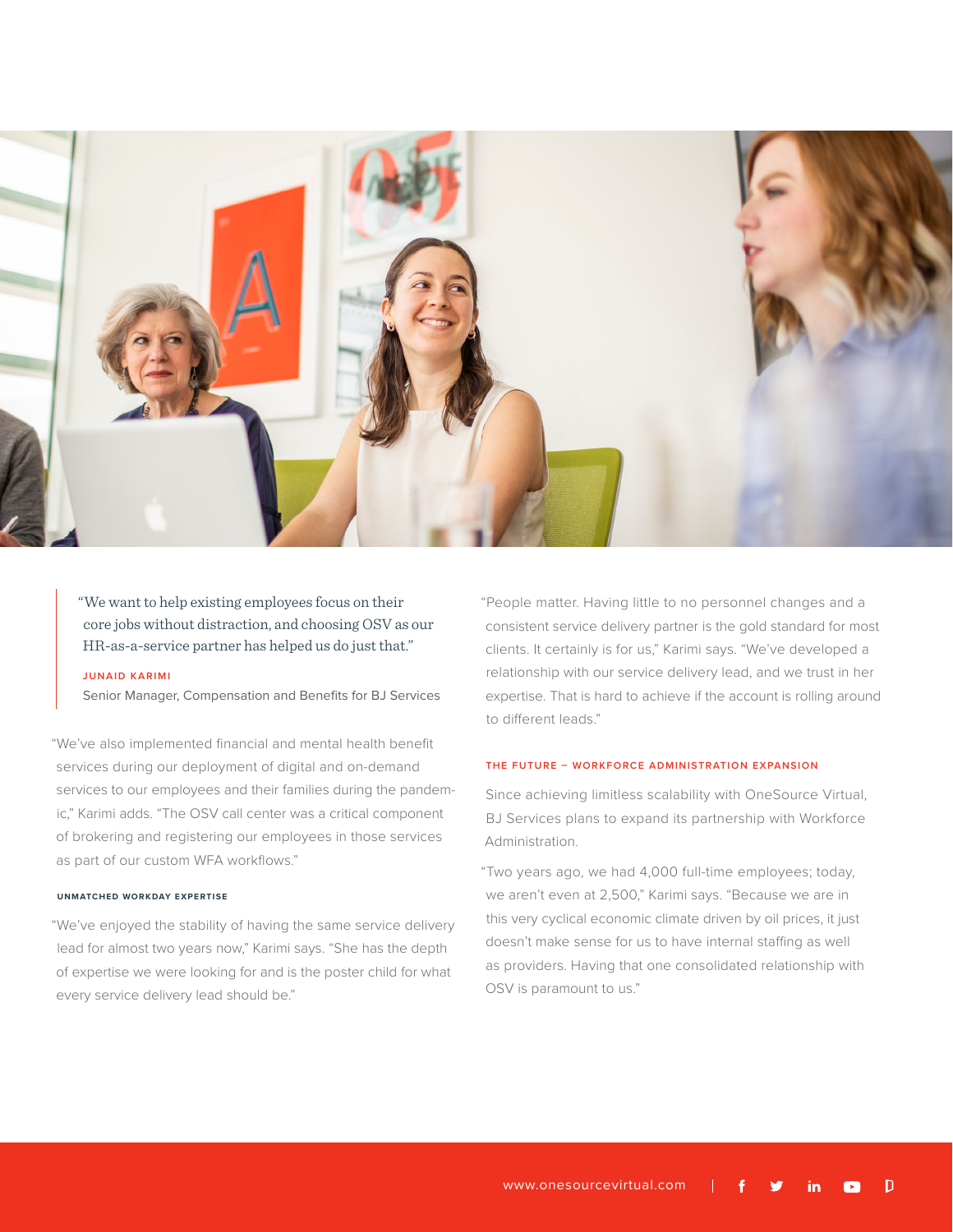> "We want to help existing employees focus on their core jobs without distraction, and choosing OSV as our HR-as-a-service partner has helped us do just that."
>
> **JUNAID KARIMI**
> Senior Manager, Compensation and Benefits for BJ Services

"We've also implemented financial and mental health benefit services during our deployment of digital and on-demand services to our employees and their families during the pandemic," Karimi adds. "The OSV call center was a critical component of brokering and registering our employees in those services as part of our custom WFA workflows."

#### UNMATCHED WORKDAY EXPERTISE

"We've enjoyed the stability of having the same service delivery lead for almost two years now," Karimi says. "She has the depth of expertise we were looking for and is the poster child for what every service delivery lead should be."

"People matter. Having little to no personnel changes and a consistent service delivery partner is the gold standard for most clients. It certainly is for us," Karimi says. "We've developed a relationship with our service delivery lead, and we trust in her expertise. That is hard to achieve if the account is rolling around to different leads."

#### THE FUTURE – WORKFORCE ADMINISTRATION EXPANSION

Since achieving limitless scalability with OneSource Virtual, BJ Services plans to expand its partnership with Workforce Administration.

"Two years ago, we had 4,000 full-time employees; today, we aren't even at 2,500," Karimi says. "Because we are in this very cyclical economic climate driven by oil prices, it just doesn't make sense for us to have internal staffing as well as providers. Having that one consolidated relationship with OSV is paramount to us."

www.onesourcevirtual.com